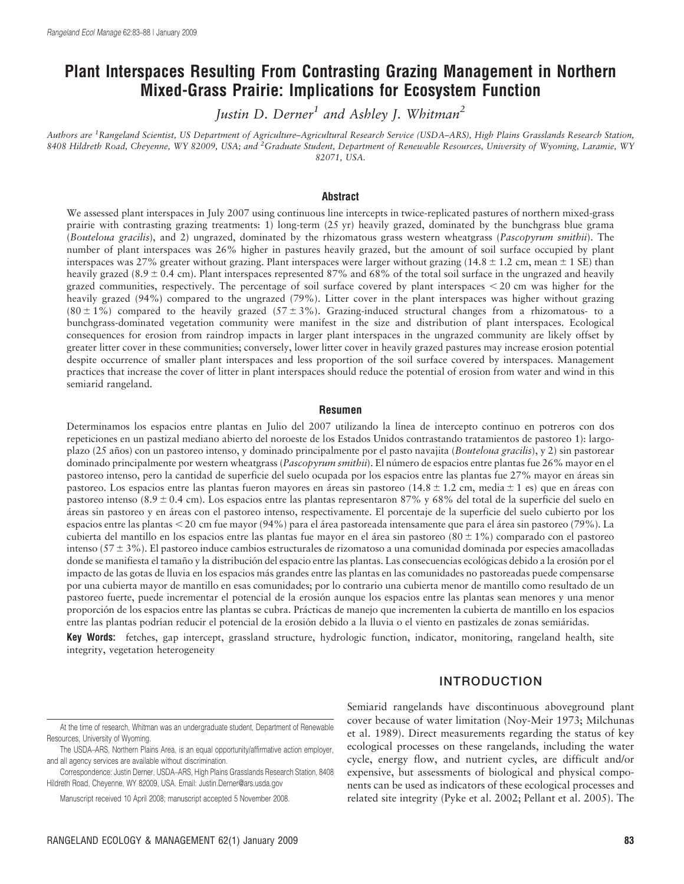# Plant Interspaces Resulting From Contrasting Grazing Management in Northern Mixed-Grass Prairie: Implications for Ecosystem Function

*Justin D. Derner*[1] *and Ashley J. Whitman*[2]

*Authors are* [1]*Rangeland Scientist, US Department of Agriculture–Agricultural Research Service (USDA–ARS), High Plains Grasslands Research Station, 8408 Hildreth Road, Cheyenne, WY 82009, USA; and* [2]*Graduate Student, Department of Renewable Resources, University of Wyoming, Laramie, WY 82071, USA.*

## Abstract

We assessed plant interspaces in July 2007 using continuous line intercepts in twice-replicated pastures of northern mixed-grass prairie with contrasting grazing treatments: 1) long-term (25 yr) heavily grazed, dominated by the bunchgrass blue grama (*Bouteloua gracilis*), and 2) ungrazed, dominated by the rhizomatous grass western wheatgrass (*Pascopyrum smithii*). The number of plant interspaces was 26% higher in pastures heavily grazed, but the amount of soil surface occupied by plant interspaces was 27% greater without grazing. Plant interspaces were larger without grazing (14.8 ± 1.2 cm, mean ± 1 SE) than heavily grazed (8.9 ± 0.4 cm). Plant interspaces represented 87% and 68% of the total soil surface in the ungrazed and heavily grazed communities, respectively. The percentage of soil surface covered by plant interspaces < 20 cm was higher for the heavily grazed (94%) compared to the ungrazed (79%). Litter cover in the plant interspaces was higher without grazing (80 ± 1%) compared to the heavily grazed (57 ± 3%). Grazing-induced structural changes from a rhizomatous- to a bunchgrass-dominated vegetation community were manifest in the size and distribution of plant interspaces. Ecological consequences for erosion from raindrop impacts in larger plant interspaces in the ungrazed community are likely offset by greater litter cover in these communities; conversely, lower litter cover in heavily grazed pastures may increase erosion potential despite occurrence of smaller plant interspaces and less proportion of the soil surface covered by interspaces. Management practices that increase the cover of litter in plant interspaces should reduce the potential of erosion from water and wind in this semiarid rangeland.

## Resumen

Determinamos los espacios entre plantas en Julio del 2007 utilizando la línea de intercepto continuo en potreros con dos repeticiones en un pastizal mediano abierto del noroeste de los Estados Unidos contrastando tratamientos de pastoreo 1): largo-plazo (25 años) con un pastoreo intenso, y dominado principalmente por el pasto navajita (*Bouteloua gracilis*), y 2) sin pastorear dominado principalmente por western wheatgrass (*Pascopyrum smithii*). El número de espacios entre plantas fue 26% mayor en el pastoreo intenso, pero la cantidad de superficie del suelo ocupada por los espacios entre las plantas fue 27% mayor en áreas sin pastoreo. Los espacios entre las plantas fueron mayores en áreas sin pastoreo (14.8 ± 1.2 cm, media ± 1 es) que en áreas con pastoreo intenso (8.9 ± 0.4 cm). Los espacios entre las plantas representaron 87% y 68% del total de la superficie del suelo en áreas sin pastoreo y en áreas con el pastoreo intenso, respectivamente. El porcentaje de la superficie del suelo cubierto por los espacios entre las plantas < 20 cm fue mayor (94%) para el área pastoreada intensamente que para el área sin pastoreo (79%). La cubierta del mantillo en los espacios entre las plantas fue mayor en el área sin pastoreo (80 ± 1%) comparado con el pastoreo intenso (57 ± 3%). El pastoreo induce cambios estructurales de rizomatoso a una comunidad dominada por especies amacolladas donde se manifiesta el tamaño y la distribución del espacio entre las plantas. Las consecuencias ecológicas debido a la erosión por el impacto de las gotas de lluvia en los espacios más grandes entre las plantas en las comunidades no pastoreadas puede compensarse por una cubierta mayor de mantillo en esas comunidades; por lo contrario una cubierta menor de mantillo como resultado de un pastoreo fuerte, puede incrementar el potencial de la erosión aunque los espacios entre las plantas sean menores y una menor proporción de los espacios entre las plantas se cubra. Prácticas de manejo que incrementen la cubierta de mantillo en los espacios entre las plantas podrían reducir el potencial de la erosión debido a la lluvia o el viento en pastizales de zonas semiáridas.

**Key Words:** fetches, gap intercept, grassland structure, hydrologic function, indicator, monitoring, rangeland health, site integrity, vegetation heterogeneity

## INTRODUCTION

Semiarid rangelands have discontinuous aboveground plant cover because of water limitation (Noy-Meir 1973; Milchunas et al. 1989). Direct measurements regarding the status of key ecological processes on these rangelands, including the water cycle, energy flow, and nutrient cycles, are difficult and/or expensive, but assessments of biological and physical components can be used as indicators of these ecological processes and related site integrity (Pyke et al. 2002; Pellant et al. 2005). The

At the time of research, Whitman was an undergraduate student, Department of Renewable Resources, University of Wyoming.

The USDA–ARS, Northern Plains Area, is an equal opportunity/affirmative action employer, and all agency services are available without discrimination.

Correspondence: Justin Derner, USDA–ARS, High Plains Grasslands Research Station, 8408 Hildreth Road, Cheyenne, WY 82009, USA. Email: Justin.Derner@ars.usda.gov

Manuscript received 10 April 2008; manuscript accepted 5 November 2008.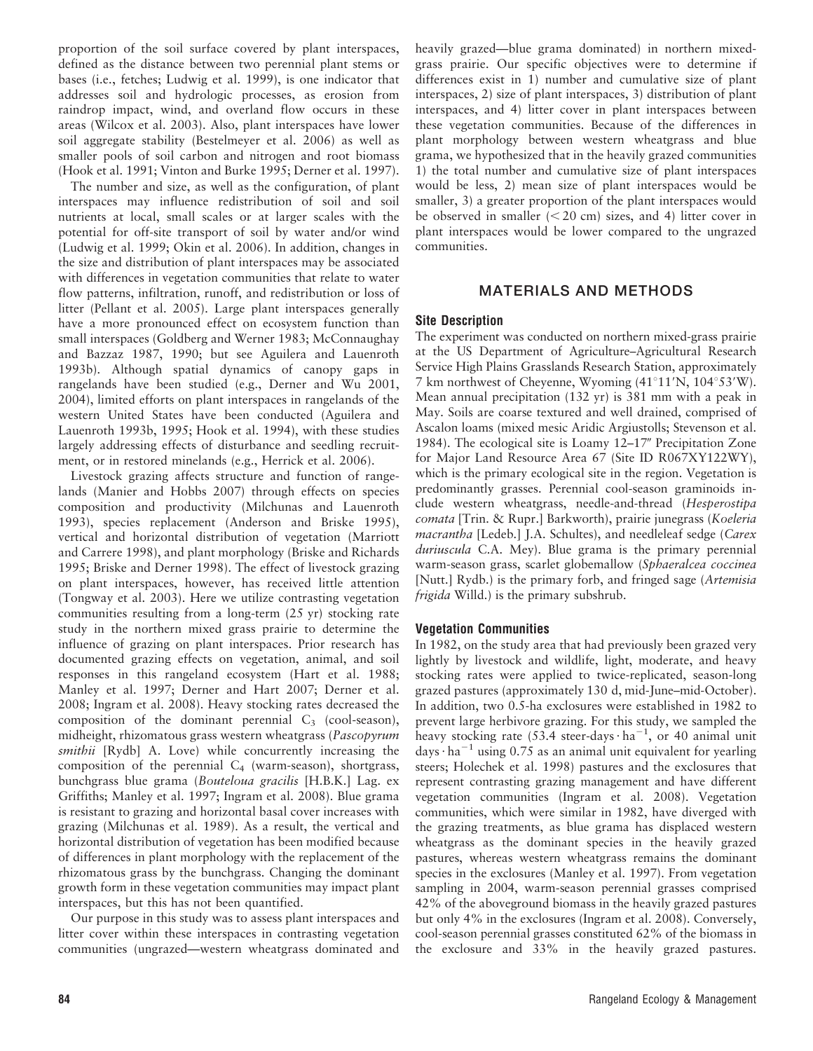proportion of the soil surface covered by plant interspaces, defined as the distance between two perennial plant stems or bases (i.e., fetches; Ludwig et al. 1999), is one indicator that addresses soil and hydrologic processes, as erosion from raindrop impact, wind, and overland flow occurs in these areas (Wilcox et al. 2003). Also, plant interspaces have lower soil aggregate stability (Bestelmeyer et al. 2006) as well as smaller pools of soil carbon and nitrogen and root biomass (Hook et al. 1991; Vinton and Burke 1995; Derner et al. 1997).

The number and size, as well as the configuration, of plant interspaces may influence redistribution of soil and soil nutrients at local, small scales or at larger scales with the potential for off-site transport of soil by water and/or wind (Ludwig et al. 1999; Okin et al. 2006). In addition, changes in the size and distribution of plant interspaces may be associated with differences in vegetation communities that relate to water flow patterns, infiltration, runoff, and redistribution or loss of litter (Pellant et al. 2005). Large plant interspaces generally have a more pronounced effect on ecosystem function than small interspaces (Goldberg and Werner 1983; McConnaughay and Bazzaz 1987, 1990; but see Aguilera and Lauenroth 1993b). Although spatial dynamics of canopy gaps in rangelands have been studied (e.g., Derner and Wu 2001, 2004), limited efforts on plant interspaces in rangelands of the western United States have been conducted (Aguilera and Lauenroth 1993b, 1995; Hook et al. 1994), with these studies largely addressing effects of disturbance and seedling recruitment, or in restored minelands (e.g., Herrick et al. 2006).

Livestock grazing affects structure and function of rangelands (Manier and Hobbs 2007) through effects on species composition and productivity (Milchunas and Lauenroth 1993), species replacement (Anderson and Briske 1995), vertical and horizontal distribution of vegetation (Marriott and Carrere 1998), and plant morphology (Briske and Richards 1995; Briske and Derner 1998). The effect of livestock grazing on plant interspaces, however, has received little attention (Tongway et al. 2003). Here we utilize contrasting vegetation communities resulting from a long-term (25 yr) stocking rate study in the northern mixed grass prairie to determine the influence of grazing on plant interspaces. Prior research has documented grazing effects on vegetation, animal, and soil responses in this rangeland ecosystem (Hart et al. 1988; Manley et al. 1997; Derner and Hart 2007; Derner et al. 2008; Ingram et al. 2008). Heavy stocking rates decreased the composition of the dominant perennial $C_3$ (cool-season), midheight, rhizomatous grass western wheatgrass (*Pascopyrum smithii* [Rydb] A. Love) while concurrently increasing the composition of the perennial $C_4$ (warm-season), shortgrass, bunchgrass blue grama (*Bouteloua gracilis* [H.B.K.] Lag. ex Griffiths; Manley et al. 1997; Ingram et al. 2008). Blue grama is resistant to grazing and horizontal basal cover increases with grazing (Milchunas et al. 1989). As a result, the vertical and horizontal distribution of vegetation has been modified because of differences in plant morphology with the replacement of the rhizomatous grass by the bunchgrass. Changing the dominant growth form in these vegetation communities may impact plant interspaces, but this has not been quantified.

Our purpose in this study was to assess plant interspaces and litter cover within these interspaces in contrasting vegetation communities (ungrazed—western wheatgrass dominated and heavily grazed—blue grama dominated) in northern mixed-grass prairie. Our specific objectives were to determine if differences exist in 1) number and cumulative size of plant interspaces, 2) size of plant interspaces, 3) distribution of plant interspaces, and 4) litter cover in plant interspaces between these vegetation communities. Because of the differences in plant morphology between western wheatgrass and blue grama, we hypothesized that in the heavily grazed communities 1) the total number and cumulative size of plant interspaces would be less, 2) mean size of plant interspaces would be smaller, 3) a greater proportion of the plant interspaces would be observed in smaller ($<20$ cm) sizes, and 4) litter cover in plant interspaces would be lower compared to the ungrazed communities.

## MATERIALS AND METHODS

### Site Description

The experiment was conducted on northern mixed-grass prairie at the US Department of Agriculture–Agricultural Research Service High Plains Grasslands Research Station, approximately 7 km northwest of Cheyenne, Wyoming (41°11′N, 104°53′W). Mean annual precipitation (132 yr) is 381 mm with a peak in May. Soils are coarse textured and well drained, comprised of Ascalon loams (mixed mesic Aridic Argiustolls; Stevenson et al. 1984). The ecological site is Loamy 12–17″ Precipitation Zone for Major Land Resource Area 67 (Site ID R067XY122WY), which is the primary ecological site in the region. Vegetation is predominantly grasses. Perennial cool-season graminoids include western wheatgrass, needle-and-thread (*Hesperostipa comata* [Trin. & Rupr.] Barkworth), prairie junegrass (*Koeleria macrantha* [Ledeb.] J.A. Schultes), and needleleaf sedge (*Carex duriuscula* C.A. Mey). Blue grama is the primary perennial warm-season grass, scarlet globemallow (*Sphaeralcea coccinea* [Nutt.] Rydb.) is the primary forb, and fringed sage (*Artemisia frigida* Willd.) is the primary subshrub.

### Vegetation Communities

In 1982, on the study area that had previously been grazed very lightly by livestock and wildlife, light, moderate, and heavy stocking rates were applied to twice-replicated, season-long grazed pastures (approximately 130 d, mid-June–mid-October). In addition, two 0.5-ha exclosures were established in 1982 to prevent large herbivore grazing. For this study, we sampled the heavy stocking rate (53.4 steer-days $\cdot$ ha$^{-1}$, or 40 animal unit days $\cdot$ ha$^{-1}$ using 0.75 as an animal unit equivalent for yearling steers; Holechek et al. 1998) pastures and the exclosures that represent contrasting grazing management and have different vegetation communities (Ingram et al. 2008). Vegetation communities, which were similar in 1982, have diverged with the grazing treatments, as blue grama has displaced western wheatgrass as the dominant species in the heavily grazed pastures, whereas western wheatgrass remains the dominant species in the exclosures (Manley et al. 1997). From vegetation sampling in 2004, warm-season perennial grasses comprised 42% of the aboveground biomass in the heavily grazed pastures but only 4% in the exclosures (Ingram et al. 2008). Conversely, cool-season perennial grasses constituted 62% of the biomass in the exclosure and 33% in the heavily grazed pastures.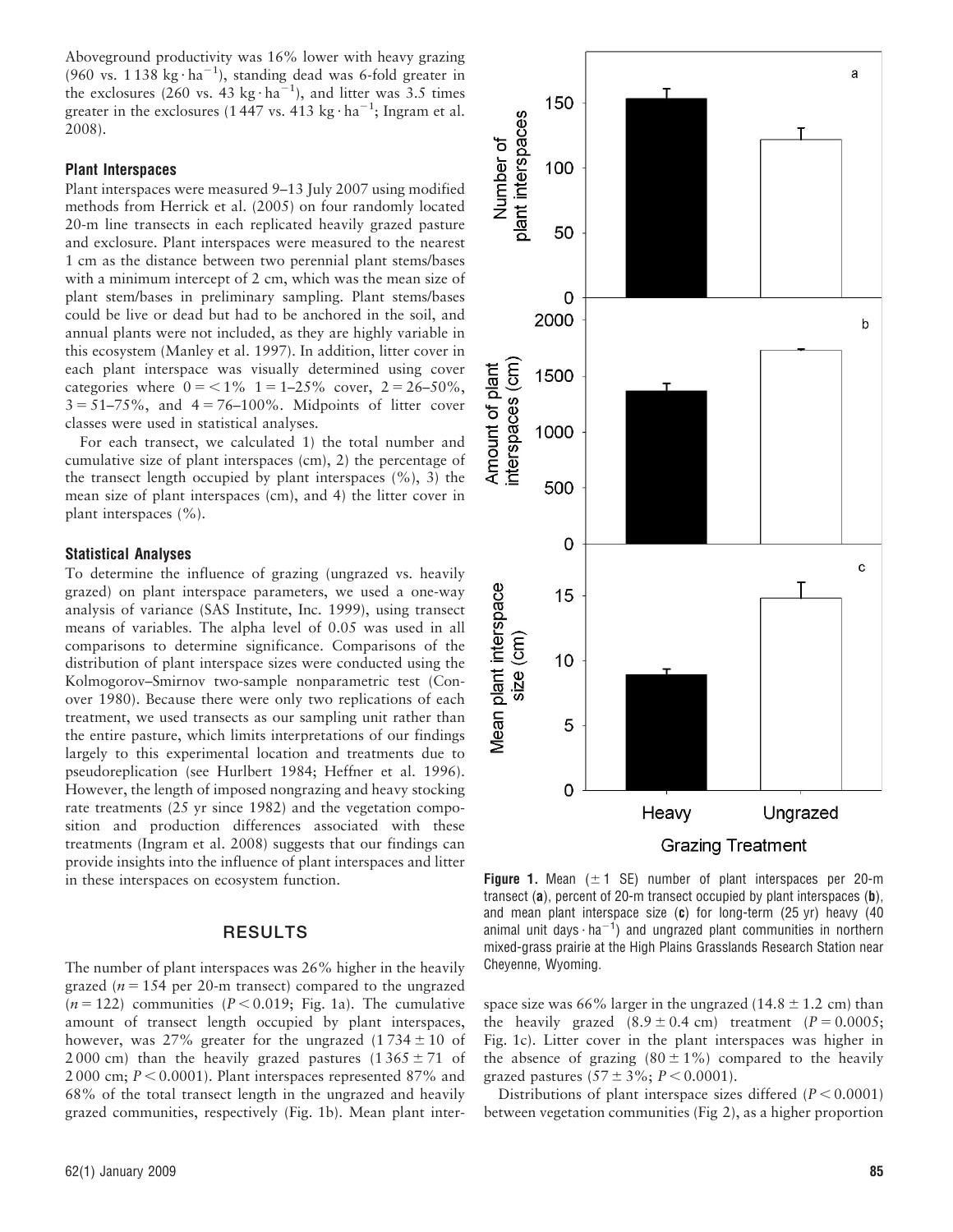Aboveground productivity was 16% lower with heavy grazing (960 vs. 1 138 kg · ha$^{-1}$), standing dead was 6-fold greater in the exclosures (260 vs. 43 kg · ha$^{-1}$), and litter was 3.5 times greater in the exclosures (1 447 vs. 413 kg · ha$^{-1}$; Ingram et al. 2008).

### Plant Interspaces

Plant interspaces were measured 9–13 July 2007 using modified methods from Herrick et al. (2005) on four randomly located 20-m line transects in each replicated heavily grazed pasture and exclosure. Plant interspaces were measured to the nearest 1 cm as the distance between two perennial plant stems/bases with a minimum intercept of 2 cm, which was the mean size of plant stem/bases in preliminary sampling. Plant stems/bases could be live or dead but had to be anchored in the soil, and annual plants were not included, as they are highly variable in this ecosystem (Manley et al. 1997). In addition, litter cover in each plant interspace was visually determined using cover categories where 0 = < 1% 1 = 1–25% cover, 2 = 26–50%, 3 = 51–75%, and 4 = 76–100%. Midpoints of litter cover classes were used in statistical analyses.

For each transect, we calculated 1) the total number and cumulative size of plant interspaces (cm), 2) the percentage of the transect length occupied by plant interspaces (%), 3) the mean size of plant interspaces (cm), and 4) the litter cover in plant interspaces (%).

### Statistical Analyses

To determine the influence of grazing (ungrazed vs. heavily grazed) on plant interspace parameters, we used a one-way analysis of variance (SAS Institute, Inc. 1999), using transect means of variables. The alpha level of 0.05 was used in all comparisons to determine significance. Comparisons of the distribution of plant interspace sizes were conducted using the Kolmogorov–Smirnov two-sample nonparametric test (Conover 1980). Because there were only two replications of each treatment, we used transects as our sampling unit rather than the entire pasture, which limits interpretations of our findings largely to this experimental location and treatments due to pseudoreplication (see Hurlbert 1984; Heffner et al. 1996). However, the length of imposed nongrazing and heavy stocking rate treatments (25 yr since 1982) and the vegetation composition and production differences associated with these treatments (Ingram et al. 2008) suggests that our findings can provide insights into the influence of plant interspaces and litter in these interspaces on ecosystem function.

## RESULTS

The number of plant interspaces was 26% higher in the heavily grazed ($n = 154$ per 20-m transect) compared to the ungrazed ($n = 122$) communities ($P < 0.019$; Fig. 1a). The cumulative amount of transect length occupied by plant interspaces, however, was 27% greater for the ungrazed (1 734 ± 10 of 2 000 cm) than the heavily grazed pastures (1 365 ± 71 of 2 000 cm; $P < 0.0001$). Plant interspaces represented 87% and 68% of the total transect length in the ungrazed and heavily grazed communities, respectively (Fig. 1b). Mean plant interspace size was 66% larger in the ungrazed (14.8 ± 1.2 cm) than the heavily grazed (8.9 ± 0.4 cm) treatment ($P = 0.0005$; Fig. 1c). Litter cover in the plant interspaces was higher in the absence of grazing (80 ± 1%) compared to the heavily grazed pastures (57 ± 3%; $P < 0.0001$).

Distributions of plant interspace sizes differed ($P < 0.0001$) between vegetation communities (Fig 2), as a higher proportion

**Figure 1.** Mean (± 1 SE) number of plant interspaces per 20-m transect (**a**), percent of 20-m transect occupied by plant interspaces (**b**), and mean plant interspace size (**c**) for long-term (25 yr) heavy (40 animal unit days · ha$^{-1}$) and ungrazed plant communities in northern mixed-grass prairie at the High Plains Grasslands Research Station near Cheyenne, Wyoming.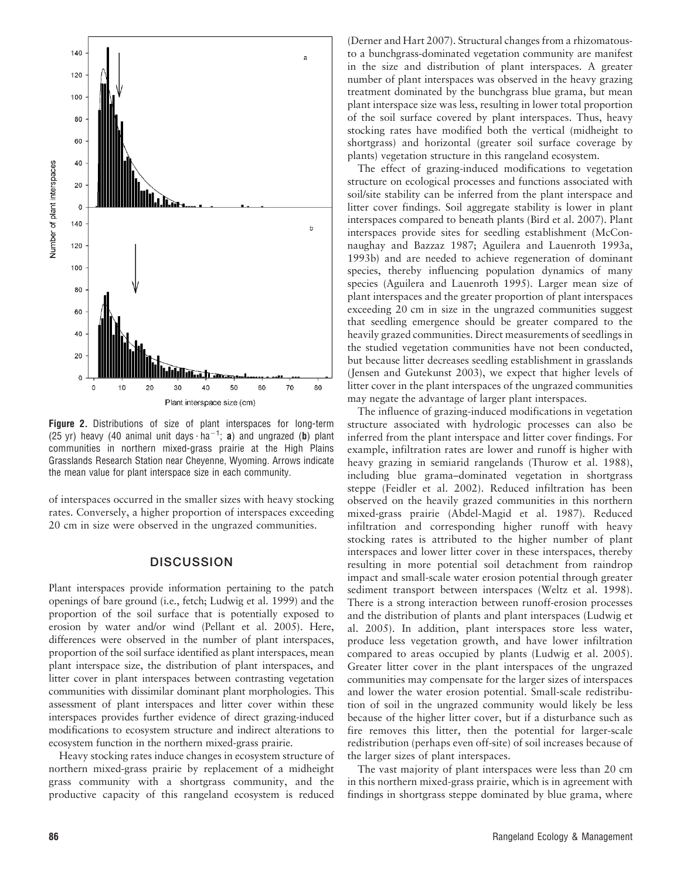Figure 2. Distributions of size of plant interspaces for long-term (25 yr) heavy (40 animal unit days · ha$^{-1}$; **a**) and ungrazed (**b**) plant communities in northern mixed-grass prairie at the High Plains Grasslands Research Station near Cheyenne, Wyoming. Arrows indicate the mean value for plant interspace size in each community.

of interspaces occurred in the smaller sizes with heavy stocking rates. Conversely, a higher proportion of interspaces exceeding 20 cm in size were observed in the ungrazed communities.

## DISCUSSION

Plant interspaces provide information pertaining to the patch openings of bare ground (i.e., fetch; Ludwig et al. 1999) and the proportion of the soil surface that is potentially exposed to erosion by water and/or wind (Pellant et al. 2005). Here, differences were observed in the number of plant interspaces, proportion of the soil surface identified as plant interspaces, mean plant interspace size, the distribution of plant interspaces, and litter cover in plant interspaces between contrasting vegetation communities with dissimilar dominant plant morphologies. This assessment of plant interspaces and litter cover within these interspaces provides further evidence of direct grazing-induced modifications to ecosystem structure and indirect alterations to ecosystem function in the northern mixed-grass prairie.

Heavy stocking rates induce changes in ecosystem structure of northern mixed-grass prairie by replacement of a midheight grass community with a shortgrass community, and the productive capacity of this rangeland ecosystem is reduced (Derner and Hart 2007). Structural changes from a rhizomatous- to a bunchgrass-dominated vegetation community are manifest in the size and distribution of plant interspaces. A greater number of plant interspaces was observed in the heavy grazing treatment dominated by the bunchgrass blue grama, but mean plant interspace size was less, resulting in lower total proportion of the soil surface covered by plant interspaces. Thus, heavy stocking rates have modified both the vertical (midheight to shortgrass) and horizontal (greater soil surface coverage by plants) vegetation structure in this rangeland ecosystem.

The effect of grazing-induced modifications to vegetation structure on ecological processes and functions associated with soil/site stability can be inferred from the plant interspace and litter cover findings. Soil aggregate stability is lower in plant interspaces compared to beneath plants (Bird et al. 2007). Plant interspaces provide sites for seedling establishment (McConnaughay and Bazzaz 1987; Aguilera and Lauenroth 1993a, 1993b) and are needed to achieve regeneration of dominant species, thereby influencing population dynamics of many species (Aguilera and Lauenroth 1995). Larger mean size of plant interspaces and the greater proportion of plant interspaces exceeding 20 cm in size in the ungrazed communities suggest that seedling emergence should be greater compared to the heavily grazed communities. Direct measurements of seedlings in the studied vegetation communities have not been conducted, but because litter decreases seedling establishment in grasslands (Jensen and Gutekunst 2003), we expect that higher levels of litter cover in the plant interspaces of the ungrazed communities may negate the advantage of larger plant interspaces.

The influence of grazing-induced modifications in vegetation structure associated with hydrologic processes can also be inferred from the plant interspace and litter cover findings. For example, infiltration rates are lower and runoff is higher with heavy grazing in semiarid rangelands (Thurow et al. 1988), including blue grama–dominated vegetation in shortgrass steppe (Feidler et al. 2002). Reduced infiltration has been observed on the heavily grazed communities in this northern mixed-grass prairie (Abdel-Magid et al. 1987). Reduced infiltration and corresponding higher runoff with heavy stocking rates is attributed to the higher number of plant interspaces and lower litter cover in these interspaces, thereby resulting in more potential soil detachment from raindrop impact and small-scale water erosion potential through greater sediment transport between interspaces (Weltz et al. 1998). There is a strong interaction between runoff-erosion processes and the distribution of plants and plant interspaces (Ludwig et al. 2005). In addition, plant interspaces store less water, produce less vegetation growth, and have lower infiltration compared to areas occupied by plants (Ludwig et al. 2005). Greater litter cover in the plant interspaces of the ungrazed communities may compensate for the larger sizes of interspaces and lower the water erosion potential. Small-scale redistribution of soil in the ungrazed community would likely be less because of the higher litter cover, but if a disturbance such as fire removes this litter, then the potential for larger-scale redistribution (perhaps even off-site) of soil increases because of the larger sizes of plant interspaces.

The vast majority of plant interspaces were less than 20 cm in this northern mixed-grass prairie, which is in agreement with findings in shortgrass steppe dominated by blue grama, where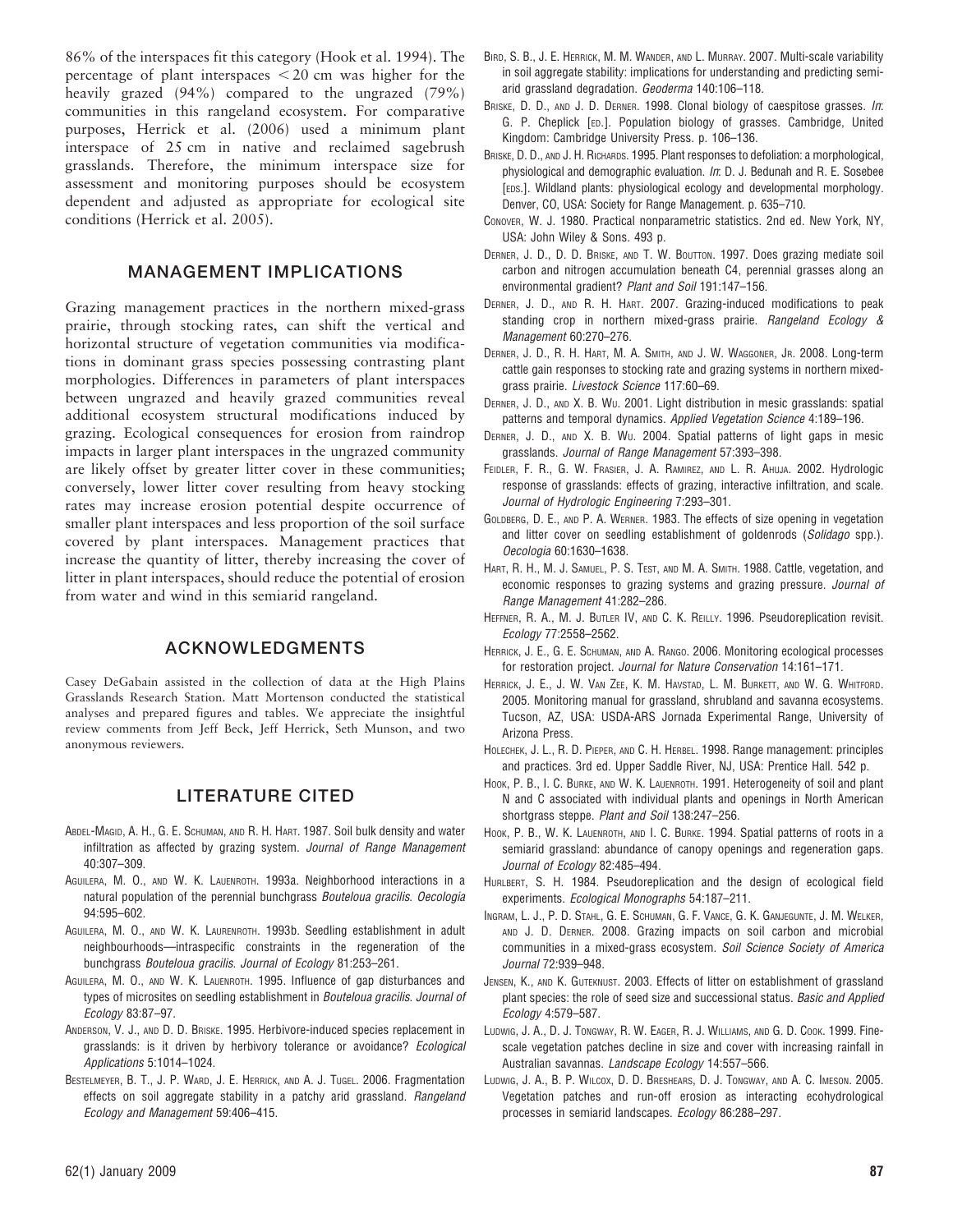86% of the interspaces fit this category (Hook et al. 1994). The percentage of plant interspaces < 20 cm was higher for the heavily grazed (94%) compared to the ungrazed (79%) communities in this rangeland ecosystem. For comparative purposes, Herrick et al. (2006) used a minimum plant interspace of 25 cm in native and reclaimed sagebrush grasslands. Therefore, the minimum interspace size for assessment and monitoring purposes should be ecosystem dependent and adjusted as appropriate for ecological site conditions (Herrick et al. 2005).

## MANAGEMENT IMPLICATIONS

Grazing management practices in the northern mixed-grass prairie, through stocking rates, can shift the vertical and horizontal structure of vegetation communities via modifications in dominant grass species possessing contrasting plant morphologies. Differences in parameters of plant interspaces between ungrazed and heavily grazed communities reveal additional ecosystem structural modifications induced by grazing. Ecological consequences for erosion from raindrop impacts in larger plant interspaces in the ungrazed community are likely offset by greater litter cover in these communities; conversely, lower litter cover resulting from heavy stocking rates may increase erosion potential despite occurrence of smaller plant interspaces and less proportion of the soil surface covered by plant interspaces. Management practices that increase the quantity of litter, thereby increasing the cover of litter in plant interspaces, should reduce the potential of erosion from water and wind in this semiarid rangeland.

## ACKNOWLEDGMENTS

Casey DeGabain assisted in the collection of data at the High Plains Grasslands Research Station. Matt Mortenson conducted the statistical analyses and prepared figures and tables. We appreciate the insightful review comments from Jeff Beck, Jeff Herrick, Seth Munson, and two anonymous reviewers.

## LITERATURE CITED

Abdel-Magid, A. H., G. E. Schuman, and R. H. Hart. 1987. Soil bulk density and water infiltration as affected by grazing system. *Journal of Range Management* 40:307–309.

Aguilera, M. O., and W. K. Lauenroth. 1993a. Neighborhood interactions in a natural population of the perennial bunchgrass *Bouteloua gracilis*. *Oecologia* 94:595–602.

Aguilera, M. O., and W. K. Laurenroth. 1993b. Seedling establishment in adult neighbourhoods—intraspecific constraints in the regeneration of the bunchgrass *Bouteloua gracilis*. *Journal of Ecology* 81:253–261.

Aguilera, M. O., and W. K. Lauenroth. 1995. Influence of gap disturbances and types of microsites on seedling establishment in *Bouteloua gracilis*. *Journal of Ecology* 83:87–97.

Anderson, V. J., and D. D. Briske. 1995. Herbivore-induced species replacement in grasslands: is it driven by herbivory tolerance or avoidance? *Ecological Applications* 5:1014–1024.

Bestelmeyer, B. T., J. P. Ward, J. E. Herrick, and A. J. Tugel. 2006. Fragmentation effects on soil aggregate stability in a patchy arid grassland. *Rangeland Ecology and Management* 59:406–415.

Bird, S. B., J. E. Herrick, M. M. Wander, and L. Murray. 2007. Multi-scale variability in soil aggregate stability: implications for understanding and predicting semi-arid grassland degradation. *Geoderma* 140:106–118.

Briske, D. D., and J. D. Derner. 1998. Clonal biology of caespitose grasses. *In*: G. P. Cheplick [ed.]. Population biology of grasses. Cambridge, United Kingdom: Cambridge University Press. p. 106–136.

Briske, D. D., and J. H. Richards. 1995. Plant responses to defoliation: a morphological, physiological and demographic evaluation. *In*: D. J. Bedunah and R. E. Sosebee [eds.]. Wildland plants: physiological ecology and developmental morphology. Denver, CO, USA: Society for Range Management. p. 635–710.

Conover, W. J. 1980. Practical nonparametric statistics. 2nd ed. New York, NY, USA: John Wiley & Sons. 493 p.

Derner, J. D., D. D. Briske, and T. W. Boutton. 1997. Does grazing mediate soil carbon and nitrogen accumulation beneath C4, perennial grasses along an environmental gradient? *Plant and Soil* 191:147–156.

Derner, J. D., and R. H. Hart. 2007. Grazing-induced modifications to peak standing crop in northern mixed-grass prairie. *Rangeland Ecology & Management* 60:270–276.

Derner, J. D., R. H. Hart, M. A. Smith, and J. W. Waggoner, Jr. 2008. Long-term cattle gain responses to stocking rate and grazing systems in northern mixed-grass prairie. *Livestock Science* 117:60–69.

Derner, J. D., and X. B. Wu. 2001. Light distribution in mesic grasslands: spatial patterns and temporal dynamics. *Applied Vegetation Science* 4:189–196.

Derner, J. D., and X. B. Wu. 2004. Spatial patterns of light gaps in mesic grasslands. *Journal of Range Management* 57:393–398.

Feidler, F. R., G. W. Frasier, J. A. Ramirez, and L. R. Ahuja. 2002. Hydrologic response of grasslands: effects of grazing, interactive infiltration, and scale. *Journal of Hydrologic Engineering* 7:293–301.

Goldberg, D. E., and P. A. Werner. 1983. The effects of size opening in vegetation and litter cover on seedling establishment of goldenrods (*Solidago* spp.). *Oecologia* 60:1630–1638.

Hart, R. H., M. J. Samuel, P. S. Test, and M. A. Smith. 1988. Cattle, vegetation, and economic responses to grazing systems and grazing pressure. *Journal of Range Management* 41:282–286.

Heffner, R. A., M. J. Butler IV, and C. K. Reilly. 1996. Pseudoreplication revisit. *Ecology* 77:2558–2562.

Herrick, J. E., G. E. Schuman, and A. Rango. 2006. Monitoring ecological processes for restoration project. *Journal for Nature Conservation* 14:161–171.

Herrick, J. E., J. W. Van Zee, K. M. Havstad, L. M. Burkett, and W. G. Whitford. 2005. Monitoring manual for grassland, shrubland and savanna ecosystems. Tucson, AZ, USA: USDA-ARS Jornada Experimental Range, University of Arizona Press.

Holechek, J. L., R. D. Pieper, and C. H. Herbel. 1998. Range management: principles and practices. 3rd ed. Upper Saddle River, NJ, USA: Prentice Hall. 542 p.

Hook, P. B., I. C. Burke, and W. K. Lauenroth. 1991. Heterogeneity of soil and plant N and C associated with individual plants and openings in North American shortgrass steppe. *Plant and Soil* 138:247–256.

Hook, P. B., W. K. Lauenroth, and I. C. Burke. 1994. Spatial patterns of roots in a semiarid grassland: abundance of canopy openings and regeneration gaps. *Journal of Ecology* 82:485–494.

Hurlbert, S. H. 1984. Pseudoreplication and the design of ecological field experiments. *Ecological Monographs* 54:187–211.

Ingram, L. J., P. D. Stahl, G. E. Schuman, G. F. Vance, G. K. Ganjegunte, J. M. Welker, and J. D. Derner. 2008. Grazing impacts on soil carbon and microbial communities in a mixed-grass ecosystem. *Soil Science Society of America Journal* 72:939–948.

Jensen, K., and K. Guteknust. 2003. Effects of litter on establishment of grassland plant species: the role of seed size and successional status. *Basic and Applied Ecology* 4:579–587.

Ludwig, J. A., D. J. Tongway, R. W. Eager, R. J. Williams, and G. D. Cook. 1999. Fine-scale vegetation patches decline in size and cover with increasing rainfall in Australian savannas. *Landscape Ecology* 14:557–566.

Ludwig, J. A., B. P. Wilcox, D. D. Breshears, D. J. Tongway, and A. C. Imeson. 2005. Vegetation patches and run-off erosion as interacting ecohydrological processes in semiarid landscapes. *Ecology* 86:288–297.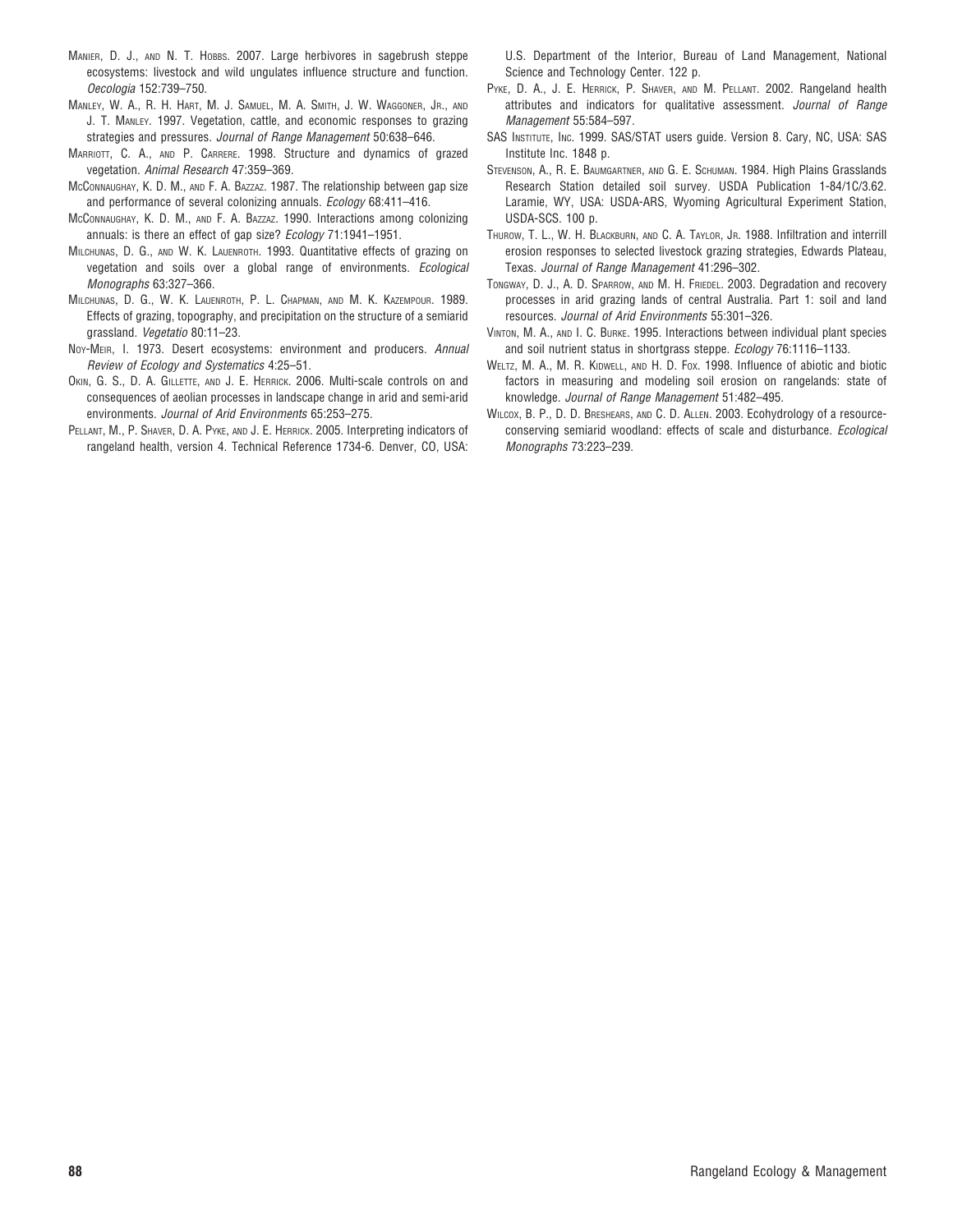Manier, D. J., and N. T. Hobbs. 2007. Large herbivores in sagebrush steppe ecosystems: livestock and wild ungulates influence structure and function. *Oecologia* 152:739–750.

Manley, W. A., R. H. Hart, M. J. Samuel, M. A. Smith, J. W. Waggoner, Jr., and J. T. Manley. 1997. Vegetation, cattle, and economic responses to grazing strategies and pressures. *Journal of Range Management* 50:638–646.

Marriott, C. A., and P. Carrere. 1998. Structure and dynamics of grazed vegetation. *Animal Research* 47:359–369.

McConnaughay, K. D. M., and F. A. Bazzaz. 1987. The relationship between gap size and performance of several colonizing annuals. *Ecology* 68:411–416.

McConnaughay, K. D. M., and F. A. Bazzaz. 1990. Interactions among colonizing annuals: is there an effect of gap size? *Ecology* 71:1941–1951.

Milchunas, D. G., and W. K. Lauenroth. 1993. Quantitative effects of grazing on vegetation and soils over a global range of environments. *Ecological Monographs* 63:327–366.

Milchunas, D. G., W. K. Lauenroth, P. L. Chapman, and M. K. Kazempour. 1989. Effects of grazing, topography, and precipitation on the structure of a semiarid grassland. *Vegetatio* 80:11–23.

Noy-Meir, I. 1973. Desert ecosystems: environment and producers. *Annual Review of Ecology and Systematics* 4:25–51.

Okin, G. S., D. A. Gillette, and J. E. Herrick. 2006. Multi-scale controls on and consequences of aeolian processes in landscape change in arid and semi-arid environments. *Journal of Arid Environments* 65:253–275.

Pellant, M., P. Shaver, D. A. Pyke, and J. E. Herrick. 2005. Interpreting indicators of rangeland health, version 4. Technical Reference 1734-6. Denver, CO, USA: U.S. Department of the Interior, Bureau of Land Management, National Science and Technology Center. 122 p.

Pyke, D. A., J. E. Herrick, P. Shaver, and M. Pellant. 2002. Rangeland health attributes and indicators for qualitative assessment. *Journal of Range Management* 55:584–597.

SAS Institute, Inc. 1999. SAS/STAT users guide. Version 8. Cary, NC, USA: SAS Institute Inc. 1848 p.

Stevenson, A., R. E. Baumgartner, and G. E. Schuman. 1984. High Plains Grasslands Research Station detailed soil survey. USDA Publication 1-84/1C/3.62. Laramie, WY, USA: USDA-ARS, Wyoming Agricultural Experiment Station, USDA-SCS. 100 p.

Thurow, T. L., W. H. Blackburn, and C. A. Taylor, Jr. 1988. Infiltration and interrill erosion responses to selected livestock grazing strategies, Edwards Plateau, Texas. *Journal of Range Management* 41:296–302.

Tongway, D. J., A. D. Sparrow, and M. H. Friedel. 2003. Degradation and recovery processes in arid grazing lands of central Australia. Part 1: soil and land resources. *Journal of Arid Environments* 55:301–326.

Vinton, M. A., and I. C. Burke. 1995. Interactions between individual plant species and soil nutrient status in shortgrass steppe. *Ecology* 76:1116–1133.

Weltz, M. A., M. R. Kidwell, and H. D. Fox. 1998. Influence of abiotic and biotic factors in measuring and modeling soil erosion on rangelands: state of knowledge. *Journal of Range Management* 51:482–495.

Wilcox, B. P., D. D. Breshears, and C. D. Allen. 2003. Ecohydrology of a resource-conserving semiarid woodland: effects of scale and disturbance. *Ecological Monographs* 73:223–239.